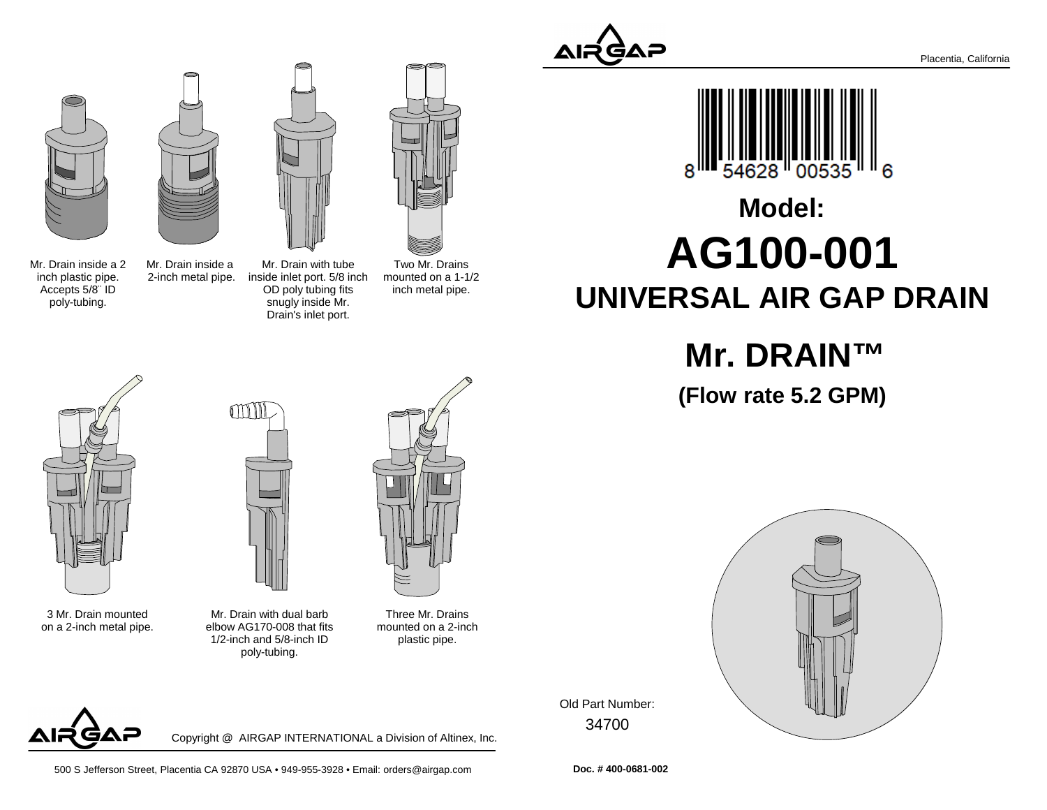AIRGAP

Placentia, California

8 54628 00535 6

# Model:

# AG100-001

## UNIVERSAL AIR GAP DRAIN

## Mr. DRAIN™

### (Flow rate 5.2 GPM)

Mr. Drain inside a 2 inch plastic pipe. Accepts 5/8¨ ID poly-tubing.

Mr. Drain inside a 2-inch metal pipe.

Mr. Drain with tube inside inlet port. 5/8 inch OD poly tubing fits snugly inside Mr. Drain's inlet port.

Two Mr. Drains mounted on a 1-1/2 inch metal pipe.

3 Mr. Drain mounted on a 2-inch metal pipe.

Mr. Drain with dual barb elbow AG170-008 that fits 1/2-inch and 5/8-inch ID poly-tubing.

Three Mr. Drains mounted on a 2-inch plastic pipe.

Old Part Number:
34700

AIRGAP

Copyright @ AIRGAP INTERNATIONAL a Division of Altinex, Inc.

500 S Jefferson Street, Placentia CA 92870 USA • 949-955-3928 • Email: orders@airgap.com

**Doc. # 400-0681-002**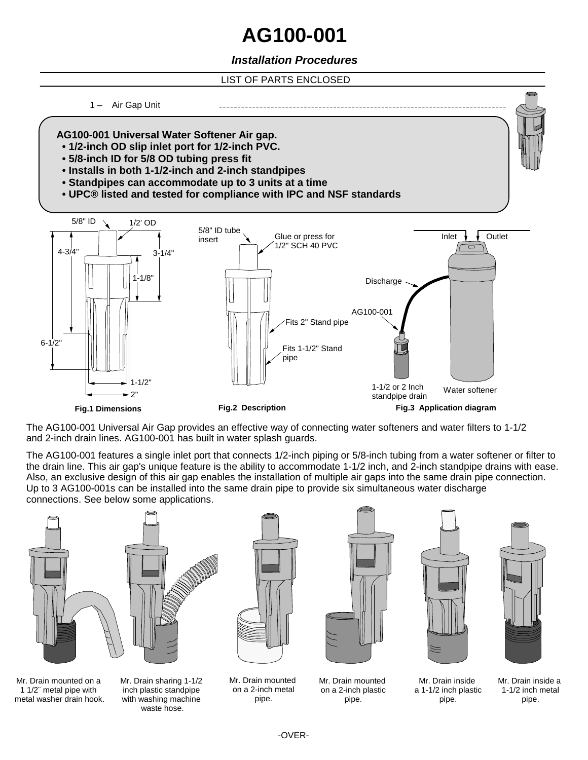# AG100-001

***Installation Procedures***

LIST OF PARTS ENCLOSED

1 – Air Gap Unit

**AG100-001 Universal Water Softener Air gap.**

- **1/2-inch OD slip inlet port for 1/2-inch PVC.**
- **5/8-inch ID for 5/8 OD tubing press fit**
- **Installs in both 1-1/2-inch and 2-inch standpipes**
- **Standpipes can accommodate up to 3 units at a time**
- **UPC® listed and tested for compliance with IPC and NSF standards**

5/8" ID
1/2' OD
4-3/4"
3-1/4"
1-1/8"
6-1/2"
1-1/2"
2"

**Fig.1 Dimensions**

5/8" ID tube insert
Glue or press for 1/2" SCH 40 PVC
Fits 2" Stand pipe
Fits 1-1/2" Stand pipe

**Fig.2 Description**

Inlet
Outlet
Discharge
AG100-001
1-1/2 or 2 Inch standpipe drain
Water softener

**Fig.3 Application diagram**

The AG100-001 Universal Air Gap provides an effective way of connecting water softeners and water filters to 1-1/2 and 2-inch drain lines. AG100-001 has built in water splash guards.

The AG100-001 features a single inlet port that connects 1/2-inch piping or 5/8-inch tubing from a water softener or filter to the drain line. This air gap's unique feature is the ability to accommodate 1-1/2 inch, and 2-inch standpipe drains with ease. Also, an exclusive design of this air gap enables the installation of multiple air gaps into the same drain pipe connection. Up to 3 AG100-001s can be installed into the same drain pipe to provide six simultaneous water discharge connections. See below some applications.

Mr. Drain mounted on a 1 1/2¨ metal pipe with metal washer drain hook.

Mr. Drain sharing 1-1/2 inch plastic standpipe with washing machine waste hose.

Mr. Drain mounted on a 2-inch metal pipe.

Mr. Drain mounted on a 2-inch plastic pipe.

Mr. Drain inside a 1-1/2 inch plastic pipe.

Mr. Drain inside a 1-1/2 inch metal pipe.

-OVER-